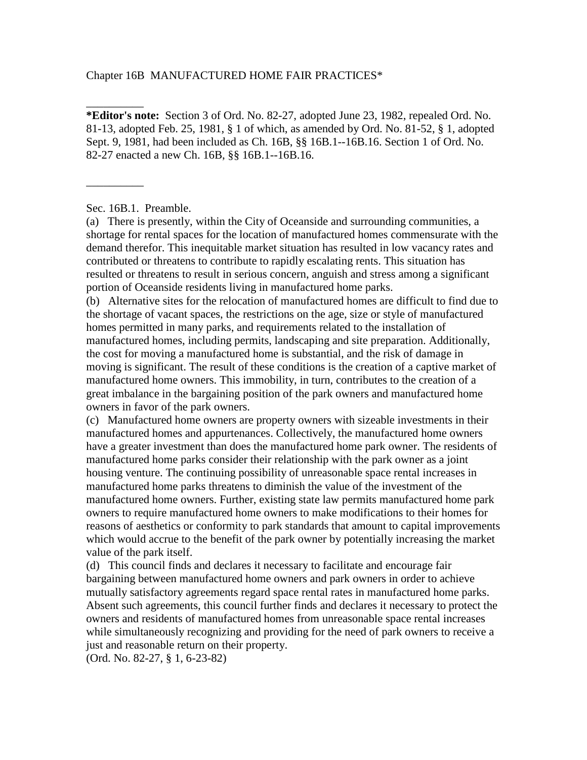# Chapter 16B MANUFACTURED HOME FAIR PRACTICES*

__________

**\*Editor's note:** Section 3 of Ord. No. 82-27, adopted June 23, 1982, repealed Ord. No. 81-13, adopted Feb. 25, 1981, § 1 of which, as amended by Ord. No. 81-52, § 1, adopted Sept. 9, 1981, had been included as Ch. 16B, §§ 16B.1--16B.16. Section 1 of Ord. No. 82-27 enacted a new Ch. 16B, §§ 16B.1--16B.16.

__________

## Sec. 16B.1. Preamble.

(a) There is presently, within the City of Oceanside and surrounding communities, a shortage for rental spaces for the location of manufactured homes commensurate with the demand therefor. This inequitable market situation has resulted in low vacancy rates and contributed or threatens to contribute to rapidly escalating rents. This situation has resulted or threatens to result in serious concern, anguish and stress among a significant portion of Oceanside residents living in manufactured home parks.

(b) Alternative sites for the relocation of manufactured homes are difficult to find due to the shortage of vacant spaces, the restrictions on the age, size or style of manufactured homes permitted in many parks, and requirements related to the installation of manufactured homes, including permits, landscaping and site preparation. Additionally, the cost for moving a manufactured home is substantial, and the risk of damage in moving is significant. The result of these conditions is the creation of a captive market of manufactured home owners. This immobility, in turn, contributes to the creation of a great imbalance in the bargaining position of the park owners and manufactured home owners in favor of the park owners.

(c) Manufactured home owners are property owners with sizeable investments in their manufactured homes and appurtenances. Collectively, the manufactured home owners have a greater investment than does the manufactured home park owner. The residents of manufactured home parks consider their relationship with the park owner as a joint housing venture. The continuing possibility of unreasonable space rental increases in manufactured home parks threatens to diminish the value of the investment of the manufactured home owners. Further, existing state law permits manufactured home park owners to require manufactured home owners to make modifications to their homes for reasons of aesthetics or conformity to park standards that amount to capital improvements which would accrue to the benefit of the park owner by potentially increasing the market value of the park itself.

(d) This council finds and declares it necessary to facilitate and encourage fair bargaining between manufactured home owners and park owners in order to achieve mutually satisfactory agreements regard space rental rates in manufactured home parks. Absent such agreements, this council further finds and declares it necessary to protect the owners and residents of manufactured homes from unreasonable space rental increases while simultaneously recognizing and providing for the need of park owners to receive a just and reasonable return on their property.

(Ord. No. 82-27, § 1, 6-23-82)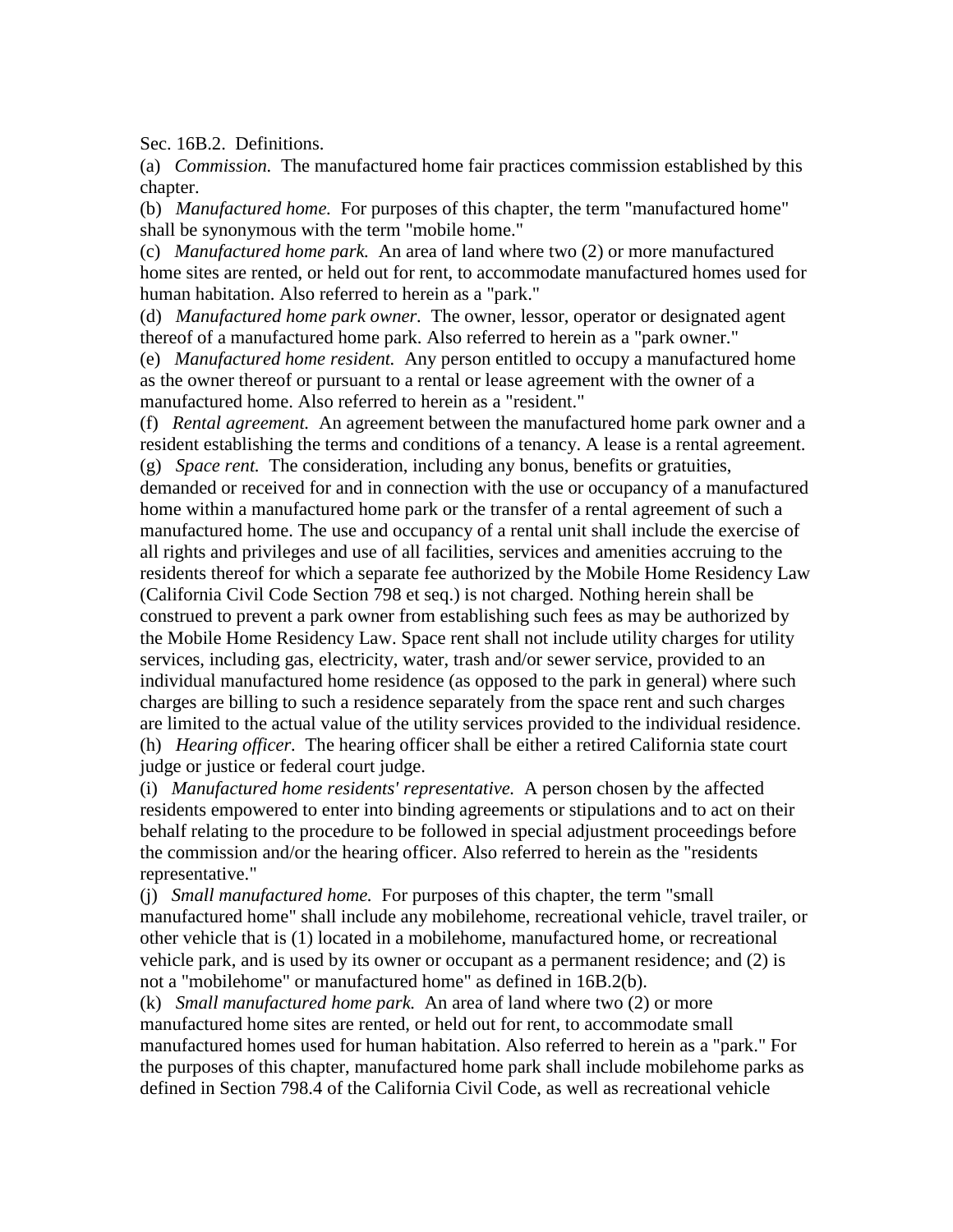Sec. 16B.2. Definitions.

(a) *Commission.* The manufactured home fair practices commission established by this chapter.

(b) *Manufactured home.* For purposes of this chapter, the term "manufactured home" shall be synonymous with the term "mobile home."

(c) *Manufactured home park.* An area of land where two (2) or more manufactured home sites are rented, or held out for rent, to accommodate manufactured homes used for human habitation. Also referred to herein as a "park."

(d) *Manufactured home park owner.* The owner, lessor, operator or designated agent thereof of a manufactured home park. Also referred to herein as a "park owner."

(e) *Manufactured home resident.* Any person entitled to occupy a manufactured home as the owner thereof or pursuant to a rental or lease agreement with the owner of a manufactured home. Also referred to herein as a "resident."

(f) *Rental agreement.* An agreement between the manufactured home park owner and a resident establishing the terms and conditions of a tenancy. A lease is a rental agreement.

(g) *Space rent.* The consideration, including any bonus, benefits or gratuities, demanded or received for and in connection with the use or occupancy of a manufactured home within a manufactured home park or the transfer of a rental agreement of such a manufactured home. The use and occupancy of a rental unit shall include the exercise of all rights and privileges and use of all facilities, services and amenities accruing to the residents thereof for which a separate fee authorized by the Mobile Home Residency Law (California Civil Code Section 798 et seq.) is not charged. Nothing herein shall be construed to prevent a park owner from establishing such fees as may be authorized by the Mobile Home Residency Law. Space rent shall not include utility charges for utility services, including gas, electricity, water, trash and/or sewer service, provided to an individual manufactured home residence (as opposed to the park in general) where such charges are billing to such a residence separately from the space rent and such charges are limited to the actual value of the utility services provided to the individual residence.

(h) *Hearing officer.* The hearing officer shall be either a retired California state court judge or justice or federal court judge.

(i) *Manufactured home residents' representative.* A person chosen by the affected residents empowered to enter into binding agreements or stipulations and to act on their behalf relating to the procedure to be followed in special adjustment proceedings before the commission and/or the hearing officer. Also referred to herein as the "residents representative."

(j) *Small manufactured home.* For purposes of this chapter, the term "small manufactured home" shall include any mobilehome, recreational vehicle, travel trailer, or other vehicle that is (1) located in a mobilehome, manufactured home, or recreational vehicle park, and is used by its owner or occupant as a permanent residence; and (2) is not a "mobilehome" or manufactured home" as defined in 16B.2(b).

(k) *Small manufactured home park.* An area of land where two (2) or more manufactured home sites are rented, or held out for rent, to accommodate small manufactured homes used for human habitation. Also referred to herein as a "park." For the purposes of this chapter, manufactured home park shall include mobilehome parks as defined in Section 798.4 of the California Civil Code, as well as recreational vehicle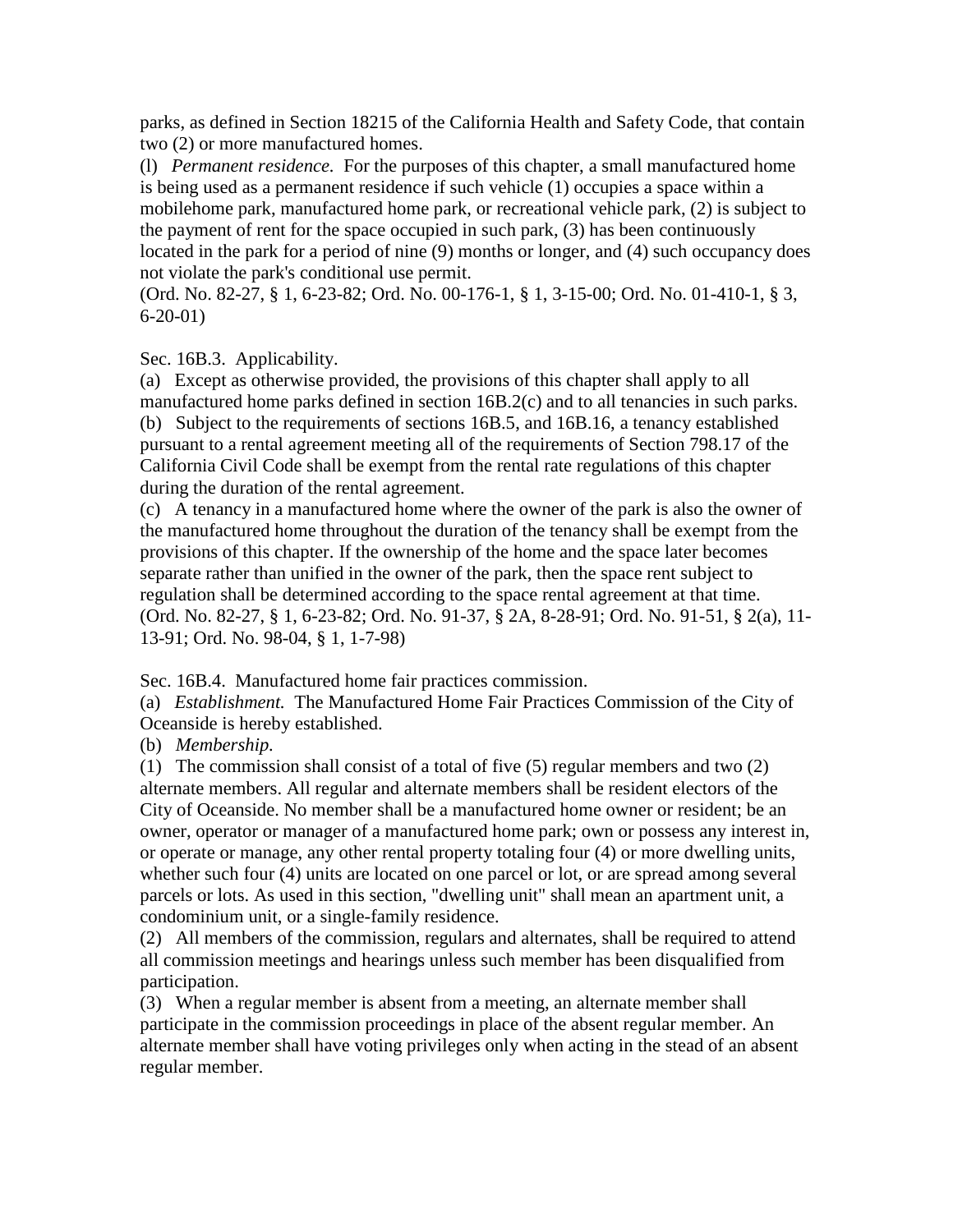parks, as defined in Section 18215 of the California Health and Safety Code, that contain two (2) or more manufactured homes.

(l) *Permanent residence.* For the purposes of this chapter, a small manufactured home is being used as a permanent residence if such vehicle (1) occupies a space within a mobilehome park, manufactured home park, or recreational vehicle park, (2) is subject to the payment of rent for the space occupied in such park, (3) has been continuously located in the park for a period of nine (9) months or longer, and (4) such occupancy does not violate the park's conditional use permit.

(Ord. No. 82-27, § 1, 6-23-82; Ord. No. 00-176-1, § 1, 3-15-00; Ord. No. 01-410-1, § 3, 6-20-01)

Sec. 16B.3. Applicability.

(a) Except as otherwise provided, the provisions of this chapter shall apply to all manufactured home parks defined in section 16B.2(c) and to all tenancies in such parks.

(b) Subject to the requirements of sections 16B.5, and 16B.16, a tenancy established pursuant to a rental agreement meeting all of the requirements of Section 798.17 of the California Civil Code shall be exempt from the rental rate regulations of this chapter during the duration of the rental agreement.

(c) A tenancy in a manufactured home where the owner of the park is also the owner of the manufactured home throughout the duration of the tenancy shall be exempt from the provisions of this chapter. If the ownership of the home and the space later becomes separate rather than unified in the owner of the park, then the space rent subject to regulation shall be determined according to the space rental agreement at that time.

(Ord. No. 82-27, § 1, 6-23-82; Ord. No. 91-37, § 2A, 8-28-91; Ord. No. 91-51, § 2(a), 11-13-91; Ord. No. 98-04, § 1, 1-7-98)

Sec. 16B.4. Manufactured home fair practices commission.

(a) *Establishment.* The Manufactured Home Fair Practices Commission of the City of Oceanside is hereby established.

(b) *Membership.*

(1) The commission shall consist of a total of five (5) regular members and two (2) alternate members. All regular and alternate members shall be resident electors of the City of Oceanside. No member shall be a manufactured home owner or resident; be an owner, operator or manager of a manufactured home park; own or possess any interest in, or operate or manage, any other rental property totaling four (4) or more dwelling units, whether such four (4) units are located on one parcel or lot, or are spread among several parcels or lots. As used in this section, "dwelling unit" shall mean an apartment unit, a condominium unit, or a single-family residence.

(2) All members of the commission, regulars and alternates, shall be required to attend all commission meetings and hearings unless such member has been disqualified from participation.

(3) When a regular member is absent from a meeting, an alternate member shall participate in the commission proceedings in place of the absent regular member. An alternate member shall have voting privileges only when acting in the stead of an absent regular member.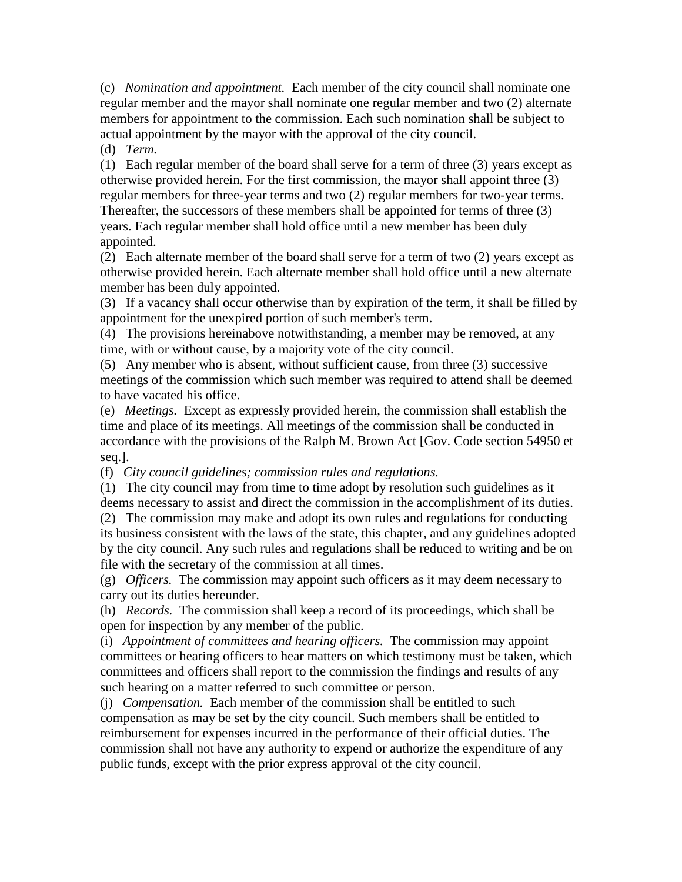(c) *Nomination and appointment.* Each member of the city council shall nominate one regular member and the mayor shall nominate one regular member and two (2) alternate members for appointment to the commission. Each such nomination shall be subject to actual appointment by the mayor with the approval of the city council.

(d) *Term.*

(1) Each regular member of the board shall serve for a term of three (3) years except as otherwise provided herein. For the first commission, the mayor shall appoint three (3) regular members for three-year terms and two (2) regular members for two-year terms. Thereafter, the successors of these members shall be appointed for terms of three (3) years. Each regular member shall hold office until a new member has been duly appointed.

(2) Each alternate member of the board shall serve for a term of two (2) years except as otherwise provided herein. Each alternate member shall hold office until a new alternate member has been duly appointed.

(3) If a vacancy shall occur otherwise than by expiration of the term, it shall be filled by appointment for the unexpired portion of such member's term.

(4) The provisions hereinabove notwithstanding, a member may be removed, at any time, with or without cause, by a majority vote of the city council.

(5) Any member who is absent, without sufficient cause, from three (3) successive meetings of the commission which such member was required to attend shall be deemed to have vacated his office.

(e) *Meetings.* Except as expressly provided herein, the commission shall establish the time and place of its meetings. All meetings of the commission shall be conducted in accordance with the provisions of the Ralph M. Brown Act [Gov. Code section 54950 et seq.].

(f) *City council guidelines; commission rules and regulations.*

(1) The city council may from time to time adopt by resolution such guidelines as it deems necessary to assist and direct the commission in the accomplishment of its duties.

(2) The commission may make and adopt its own rules and regulations for conducting its business consistent with the laws of the state, this chapter, and any guidelines adopted by the city council. Any such rules and regulations shall be reduced to writing and be on file with the secretary of the commission at all times.

(g) *Officers.* The commission may appoint such officers as it may deem necessary to carry out its duties hereunder.

(h) *Records.* The commission shall keep a record of its proceedings, which shall be open for inspection by any member of the public.

(i) *Appointment of committees and hearing officers.* The commission may appoint committees or hearing officers to hear matters on which testimony must be taken, which committees and officers shall report to the commission the findings and results of any such hearing on a matter referred to such committee or person.

(j) *Compensation.* Each member of the commission shall be entitled to such compensation as may be set by the city council. Such members shall be entitled to reimbursement for expenses incurred in the performance of their official duties. The commission shall not have any authority to expend or authorize the expenditure of any public funds, except with the prior express approval of the city council.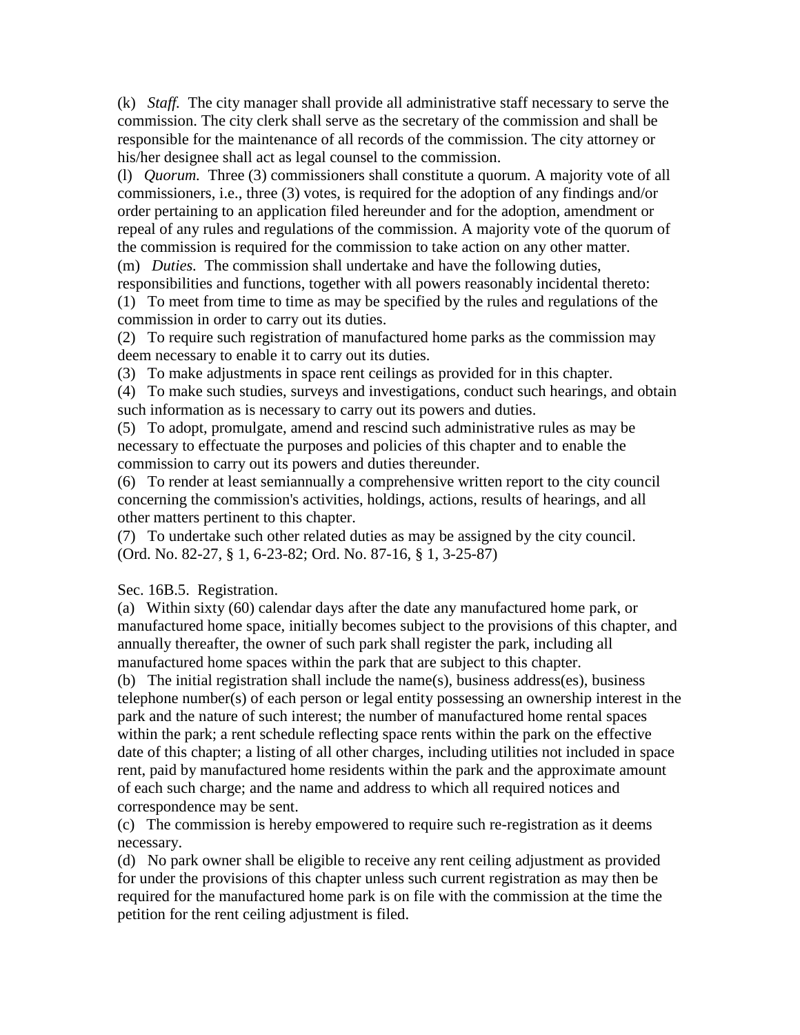(k) *Staff.* The city manager shall provide all administrative staff necessary to serve the commission. The city clerk shall serve as the secretary of the commission and shall be responsible for the maintenance of all records of the commission. The city attorney or his/her designee shall act as legal counsel to the commission.

(l) *Quorum.* Three (3) commissioners shall constitute a quorum. A majority vote of all commissioners, i.e., three (3) votes, is required for the adoption of any findings and/or order pertaining to an application filed hereunder and for the adoption, amendment or repeal of any rules and regulations of the commission. A majority vote of the quorum of the commission is required for the commission to take action on any other matter.

(m) *Duties.* The commission shall undertake and have the following duties, responsibilities and functions, together with all powers reasonably incidental thereto:

(1) To meet from time to time as may be specified by the rules and regulations of the commission in order to carry out its duties.

(2) To require such registration of manufactured home parks as the commission may deem necessary to enable it to carry out its duties.

(3) To make adjustments in space rent ceilings as provided for in this chapter.

(4) To make such studies, surveys and investigations, conduct such hearings, and obtain such information as is necessary to carry out its powers and duties.

(5) To adopt, promulgate, amend and rescind such administrative rules as may be necessary to effectuate the purposes and policies of this chapter and to enable the commission to carry out its powers and duties thereunder.

(6) To render at least semiannually a comprehensive written report to the city council concerning the commission's activities, holdings, actions, results of hearings, and all other matters pertinent to this chapter.

(7) To undertake such other related duties as may be assigned by the city council.

(Ord. No. 82-27, § 1, 6-23-82; Ord. No. 87-16, § 1, 3-25-87)

Sec. 16B.5. Registration.

(a) Within sixty (60) calendar days after the date any manufactured home park, or manufactured home space, initially becomes subject to the provisions of this chapter, and annually thereafter, the owner of such park shall register the park, including all manufactured home spaces within the park that are subject to this chapter.

(b) The initial registration shall include the name(s), business address(es), business telephone number(s) of each person or legal entity possessing an ownership interest in the park and the nature of such interest; the number of manufactured home rental spaces within the park; a rent schedule reflecting space rents within the park on the effective date of this chapter; a listing of all other charges, including utilities not included in space rent, paid by manufactured home residents within the park and the approximate amount of each such charge; and the name and address to which all required notices and correspondence may be sent.

(c) The commission is hereby empowered to require such re-registration as it deems necessary.

(d) No park owner shall be eligible to receive any rent ceiling adjustment as provided for under the provisions of this chapter unless such current registration as may then be required for the manufactured home park is on file with the commission at the time the petition for the rent ceiling adjustment is filed.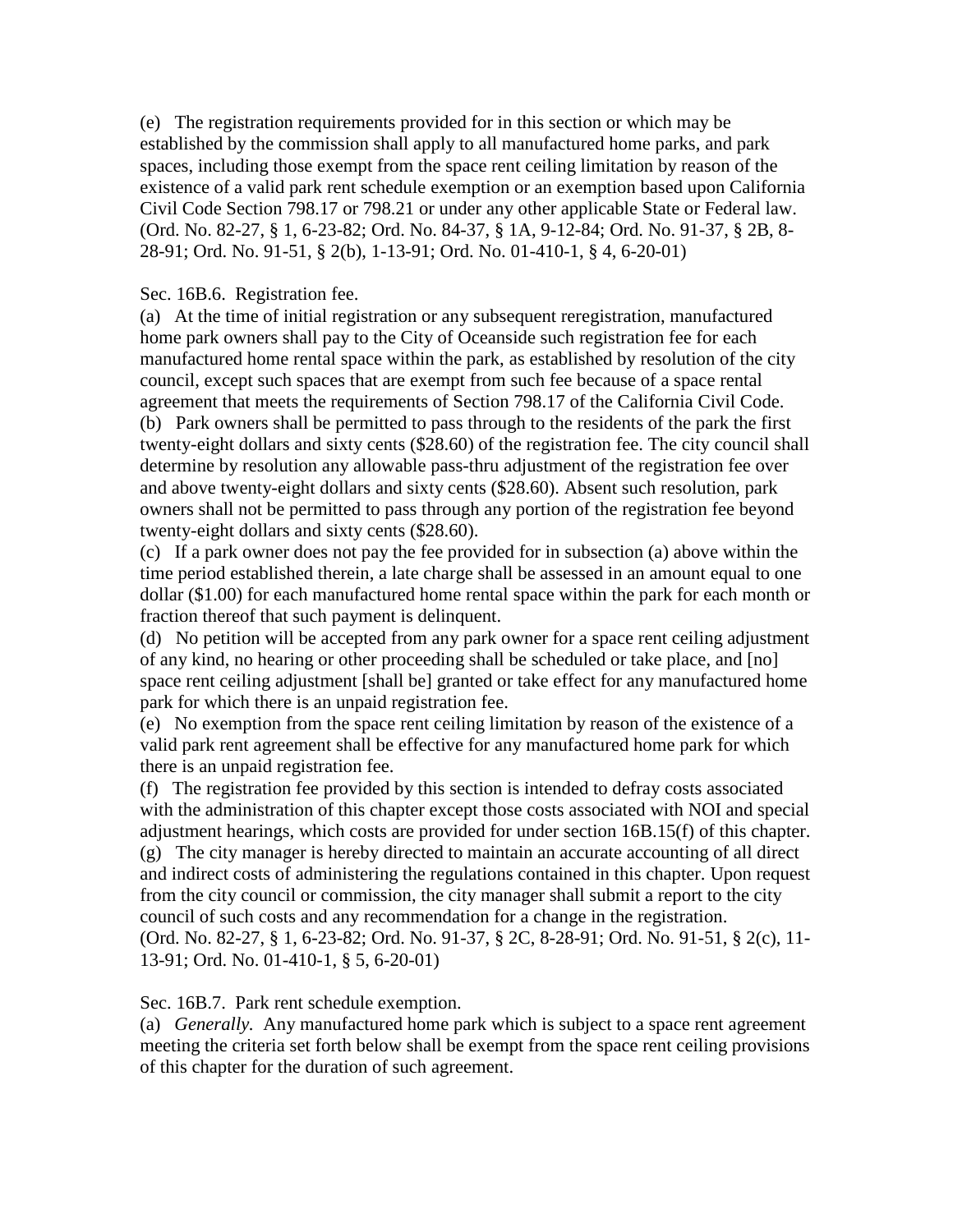(e) The registration requirements provided for in this section or which may be established by the commission shall apply to all manufactured home parks, and park spaces, including those exempt from the space rent ceiling limitation by reason of the existence of a valid park rent schedule exemption or an exemption based upon California Civil Code Section 798.17 or 798.21 or under any other applicable State or Federal law. (Ord. No. 82-27, § 1, 6-23-82; Ord. No. 84-37, § 1A, 9-12-84; Ord. No. 91-37, § 2B, 8-28-91; Ord. No. 91-51, § 2(b), 1-13-91; Ord. No. 01-410-1, § 4, 6-20-01)

Sec. 16B.6. Registration fee.

(a) At the time of initial registration or any subsequent reregistration, manufactured home park owners shall pay to the City of Oceanside such registration fee for each manufactured home rental space within the park, as established by resolution of the city council, except such spaces that are exempt from such fee because of a space rental agreement that meets the requirements of Section 798.17 of the California Civil Code.

(b) Park owners shall be permitted to pass through to the residents of the park the first twenty-eight dollars and sixty cents ($28.60) of the registration fee. The city council shall determine by resolution any allowable pass-thru adjustment of the registration fee over and above twenty-eight dollars and sixty cents ($28.60). Absent such resolution, park owners shall not be permitted to pass through any portion of the registration fee beyond twenty-eight dollars and sixty cents ($28.60).

(c) If a park owner does not pay the fee provided for in subsection (a) above within the time period established therein, a late charge shall be assessed in an amount equal to one dollar ($1.00) for each manufactured home rental space within the park for each month or fraction thereof that such payment is delinquent.

(d) No petition will be accepted from any park owner for a space rent ceiling adjustment of any kind, no hearing or other proceeding shall be scheduled or take place, and [no] space rent ceiling adjustment [shall be] granted or take effect for any manufactured home park for which there is an unpaid registration fee.

(e) No exemption from the space rent ceiling limitation by reason of the existence of a valid park rent agreement shall be effective for any manufactured home park for which there is an unpaid registration fee.

(f) The registration fee provided by this section is intended to defray costs associated with the administration of this chapter except those costs associated with NOI and special adjustment hearings, which costs are provided for under section 16B.15(f) of this chapter.

(g) The city manager is hereby directed to maintain an accurate accounting of all direct and indirect costs of administering the regulations contained in this chapter. Upon request from the city council or commission, the city manager shall submit a report to the city council of such costs and any recommendation for a change in the registration.

(Ord. No. 82-27, § 1, 6-23-82; Ord. No. 91-37, § 2C, 8-28-91; Ord. No. 91-51, § 2(c), 11-13-91; Ord. No. 01-410-1, § 5, 6-20-01)

Sec. 16B.7. Park rent schedule exemption.

(a) *Generally.* Any manufactured home park which is subject to a space rent agreement meeting the criteria set forth below shall be exempt from the space rent ceiling provisions of this chapter for the duration of such agreement.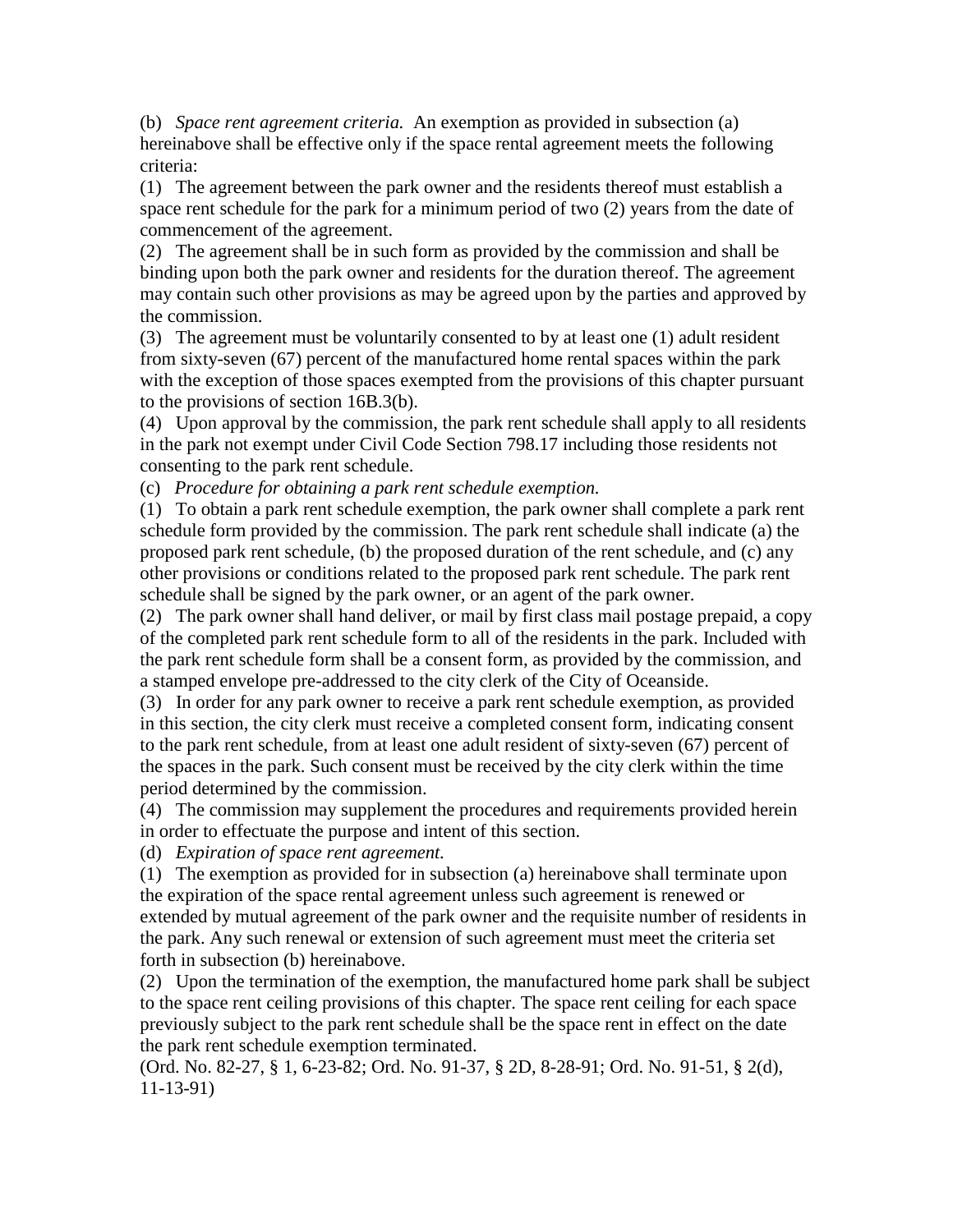(b) *Space rent agreement criteria.* An exemption as provided in subsection (a) hereinabove shall be effective only if the space rental agreement meets the following criteria:

(1) The agreement between the park owner and the residents thereof must establish a space rent schedule for the park for a minimum period of two (2) years from the date of commencement of the agreement.

(2) The agreement shall be in such form as provided by the commission and shall be binding upon both the park owner and residents for the duration thereof. The agreement may contain such other provisions as may be agreed upon by the parties and approved by the commission.

(3) The agreement must be voluntarily consented to by at least one (1) adult resident from sixty-seven (67) percent of the manufactured home rental spaces within the park with the exception of those spaces exempted from the provisions of this chapter pursuant to the provisions of section 16B.3(b).

(4) Upon approval by the commission, the park rent schedule shall apply to all residents in the park not exempt under Civil Code Section 798.17 including those residents not consenting to the park rent schedule.

(c) *Procedure for obtaining a park rent schedule exemption.*

(1) To obtain a park rent schedule exemption, the park owner shall complete a park rent schedule form provided by the commission. The park rent schedule shall indicate (a) the proposed park rent schedule, (b) the proposed duration of the rent schedule, and (c) any other provisions or conditions related to the proposed park rent schedule. The park rent schedule shall be signed by the park owner, or an agent of the park owner.

(2) The park owner shall hand deliver, or mail by first class mail postage prepaid, a copy of the completed park rent schedule form to all of the residents in the park. Included with the park rent schedule form shall be a consent form, as provided by the commission, and a stamped envelope pre-addressed to the city clerk of the City of Oceanside.

(3) In order for any park owner to receive a park rent schedule exemption, as provided in this section, the city clerk must receive a completed consent form, indicating consent to the park rent schedule, from at least one adult resident of sixty-seven (67) percent of the spaces in the park. Such consent must be received by the city clerk within the time period determined by the commission.

(4) The commission may supplement the procedures and requirements provided herein in order to effectuate the purpose and intent of this section.

(d) *Expiration of space rent agreement.*

(1) The exemption as provided for in subsection (a) hereinabove shall terminate upon the expiration of the space rental agreement unless such agreement is renewed or extended by mutual agreement of the park owner and the requisite number of residents in the park. Any such renewal or extension of such agreement must meet the criteria set forth in subsection (b) hereinabove.

(2) Upon the termination of the exemption, the manufactured home park shall be subject to the space rent ceiling provisions of this chapter. The space rent ceiling for each space previously subject to the park rent schedule shall be the space rent in effect on the date the park rent schedule exemption terminated.

(Ord. No. 82-27, § 1, 6-23-82; Ord. No. 91-37, § 2D, 8-28-91; Ord. No. 91-51, § 2(d), 11-13-91)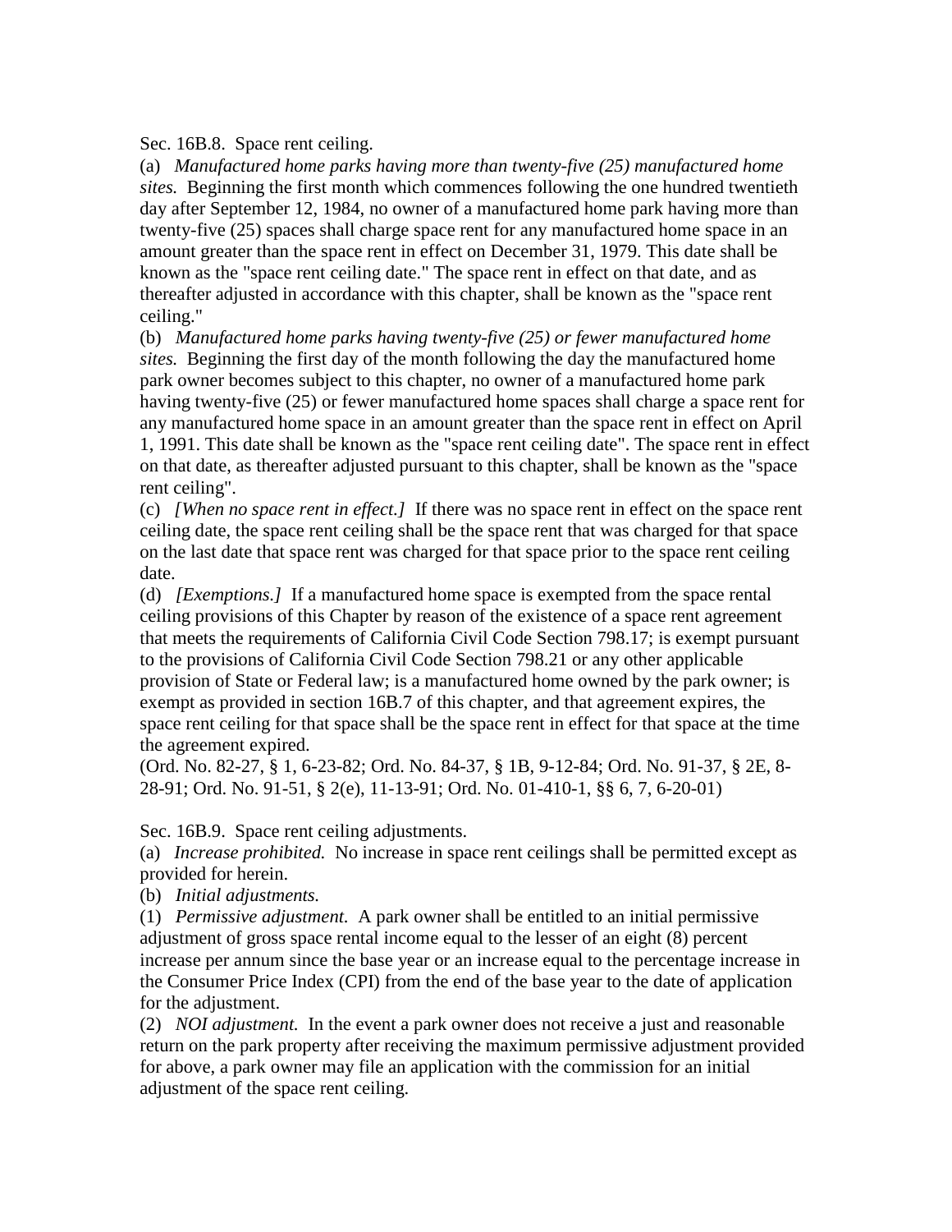Sec. 16B.8. Space rent ceiling.

(a) *Manufactured home parks having more than twenty-five (25) manufactured home sites.* Beginning the first month which commences following the one hundred twentieth day after September 12, 1984, no owner of a manufactured home park having more than twenty-five (25) spaces shall charge space rent for any manufactured home space in an amount greater than the space rent in effect on December 31, 1979. This date shall be known as the "space rent ceiling date." The space rent in effect on that date, and as thereafter adjusted in accordance with this chapter, shall be known as the "space rent ceiling."

(b) *Manufactured home parks having twenty-five (25) or fewer manufactured home sites.* Beginning the first day of the month following the day the manufactured home park owner becomes subject to this chapter, no owner of a manufactured home park having twenty-five (25) or fewer manufactured home spaces shall charge a space rent for any manufactured home space in an amount greater than the space rent in effect on April 1, 1991. This date shall be known as the "space rent ceiling date". The space rent in effect on that date, as thereafter adjusted pursuant to this chapter, shall be known as the "space rent ceiling".

(c) *[When no space rent in effect.]* If there was no space rent in effect on the space rent ceiling date, the space rent ceiling shall be the space rent that was charged for that space on the last date that space rent was charged for that space prior to the space rent ceiling date.

(d) *[Exemptions.]* If a manufactured home space is exempted from the space rental ceiling provisions of this Chapter by reason of the existence of a space rent agreement that meets the requirements of California Civil Code Section 798.17; is exempt pursuant to the provisions of California Civil Code Section 798.21 or any other applicable provision of State or Federal law; is a manufactured home owned by the park owner; is exempt as provided in section 16B.7 of this chapter, and that agreement expires, the space rent ceiling for that space shall be the space rent in effect for that space at the time the agreement expired.

(Ord. No. 82-27, § 1, 6-23-82; Ord. No. 84-37, § 1B, 9-12-84; Ord. No. 91-37, § 2E, 8-28-91; Ord. No. 91-51, § 2(e), 11-13-91; Ord. No. 01-410-1, §§ 6, 7, 6-20-01)

Sec. 16B.9. Space rent ceiling adjustments.

(a) *Increase prohibited.* No increase in space rent ceilings shall be permitted except as provided for herein.

(b) *Initial adjustments.*

(1) *Permissive adjustment.* A park owner shall be entitled to an initial permissive adjustment of gross space rental income equal to the lesser of an eight (8) percent increase per annum since the base year or an increase equal to the percentage increase in the Consumer Price Index (CPI) from the end of the base year to the date of application for the adjustment.

(2) *NOI adjustment.* In the event a park owner does not receive a just and reasonable return on the park property after receiving the maximum permissive adjustment provided for above, a park owner may file an application with the commission for an initial adjustment of the space rent ceiling.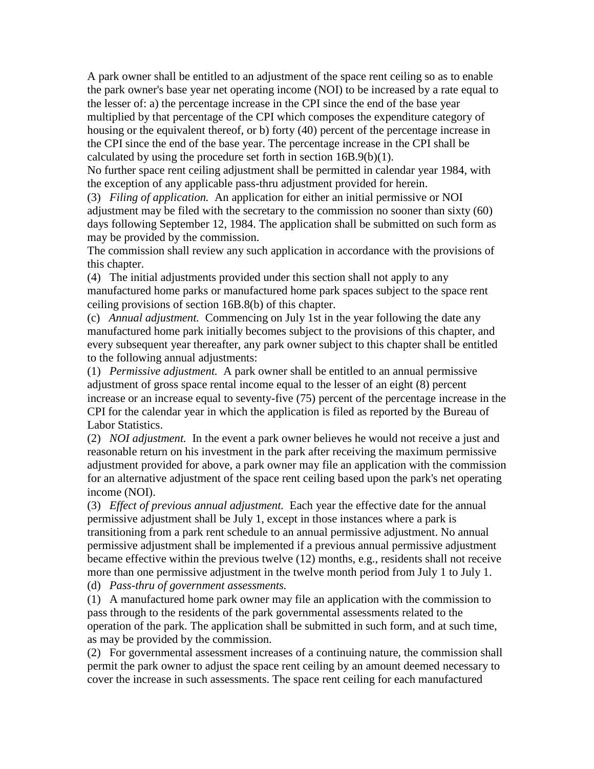A park owner shall be entitled to an adjustment of the space rent ceiling so as to enable the park owner's base year net operating income (NOI) to be increased by a rate equal to the lesser of: a) the percentage increase in the CPI since the end of the base year multiplied by that percentage of the CPI which composes the expenditure category of housing or the equivalent thereof, or b) forty (40) percent of the percentage increase in the CPI since the end of the base year. The percentage increase in the CPI shall be calculated by using the procedure set forth in section 16B.9(b)(1).

No further space rent ceiling adjustment shall be permitted in calendar year 1984, with the exception of any applicable pass-thru adjustment provided for herein.

(3) *Filing of application.* An application for either an initial permissive or NOI adjustment may be filed with the secretary to the commission no sooner than sixty (60) days following September 12, 1984. The application shall be submitted on such form as may be provided by the commission.

The commission shall review any such application in accordance with the provisions of this chapter.

(4) The initial adjustments provided under this section shall not apply to any manufactured home parks or manufactured home park spaces subject to the space rent ceiling provisions of section 16B.8(b) of this chapter.

(c) *Annual adjustment.* Commencing on July 1st in the year following the date any manufactured home park initially becomes subject to the provisions of this chapter, and every subsequent year thereafter, any park owner subject to this chapter shall be entitled to the following annual adjustments:

(1) *Permissive adjustment.* A park owner shall be entitled to an annual permissive adjustment of gross space rental income equal to the lesser of an eight (8) percent increase or an increase equal to seventy-five (75) percent of the percentage increase in the CPI for the calendar year in which the application is filed as reported by the Bureau of Labor Statistics.

(2) *NOI adjustment.* In the event a park owner believes he would not receive a just and reasonable return on his investment in the park after receiving the maximum permissive adjustment provided for above, a park owner may file an application with the commission for an alternative adjustment of the space rent ceiling based upon the park's net operating income (NOI).

(3) *Effect of previous annual adjustment.* Each year the effective date for the annual permissive adjustment shall be July 1, except in those instances where a park is transitioning from a park rent schedule to an annual permissive adjustment. No annual permissive adjustment shall be implemented if a previous annual permissive adjustment became effective within the previous twelve (12) months, e.g., residents shall not receive more than one permissive adjustment in the twelve month period from July 1 to July 1.

(d) *Pass-thru of government assessments.*

(1) A manufactured home park owner may file an application with the commission to pass through to the residents of the park governmental assessments related to the operation of the park. The application shall be submitted in such form, and at such time, as may be provided by the commission.

(2) For governmental assessment increases of a continuing nature, the commission shall permit the park owner to adjust the space rent ceiling by an amount deemed necessary to cover the increase in such assessments. The space rent ceiling for each manufactured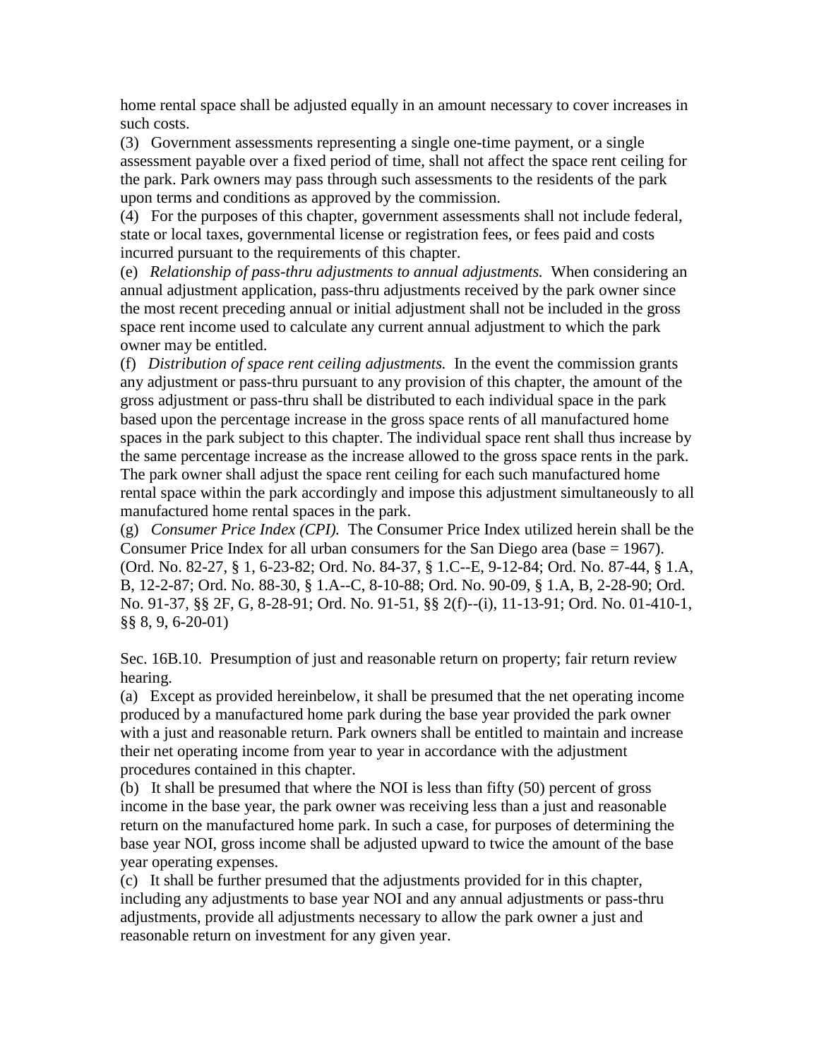home rental space shall be adjusted equally in an amount necessary to cover increases in such costs.

(3) Government assessments representing a single one-time payment, or a single assessment payable over a fixed period of time, shall not affect the space rent ceiling for the park. Park owners may pass through such assessments to the residents of the park upon terms and conditions as approved by the commission.

(4) For the purposes of this chapter, government assessments shall not include federal, state or local taxes, governmental license or registration fees, or fees paid and costs incurred pursuant to the requirements of this chapter.

(e) *Relationship of pass-thru adjustments to annual adjustments.* When considering an annual adjustment application, pass-thru adjustments received by the park owner since the most recent preceding annual or initial adjustment shall not be included in the gross space rent income used to calculate any current annual adjustment to which the park owner may be entitled.

(f) *Distribution of space rent ceiling adjustments.* In the event the commission grants any adjustment or pass-thru pursuant to any provision of this chapter, the amount of the gross adjustment or pass-thru shall be distributed to each individual space in the park based upon the percentage increase in the gross space rents of all manufactured home spaces in the park subject to this chapter. The individual space rent shall thus increase by the same percentage increase as the increase allowed to the gross space rents in the park. The park owner shall adjust the space rent ceiling for each such manufactured home rental space within the park accordingly and impose this adjustment simultaneously to all manufactured home rental spaces in the park.

(g) *Consumer Price Index (CPI).* The Consumer Price Index utilized herein shall be the Consumer Price Index for all urban consumers for the San Diego area (base = 1967).
(Ord. No. 82-27, § 1, 6-23-82; Ord. No. 84-37, § 1.C--E, 9-12-84; Ord. No. 87-44, § 1.A, B, 12-2-87; Ord. No. 88-30, § 1.A--C, 8-10-88; Ord. No. 90-09, § 1.A, B, 2-28-90; Ord. No. 91-37, §§ 2F, G, 8-28-91; Ord. No. 91-51, §§ 2(f)--(i), 11-13-91; Ord. No. 01-410-1, §§ 8, 9, 6-20-01)

Sec. 16B.10. Presumption of just and reasonable return on property; fair return review hearing.

(a) Except as provided hereinbelow, it shall be presumed that the net operating income produced by a manufactured home park during the base year provided the park owner with a just and reasonable return. Park owners shall be entitled to maintain and increase their net operating income from year to year in accordance with the adjustment procedures contained in this chapter.

(b) It shall be presumed that where the NOI is less than fifty (50) percent of gross income in the base year, the park owner was receiving less than a just and reasonable return on the manufactured home park. In such a case, for purposes of determining the base year NOI, gross income shall be adjusted upward to twice the amount of the base year operating expenses.

(c) It shall be further presumed that the adjustments provided for in this chapter, including any adjustments to base year NOI and any annual adjustments or pass-thru adjustments, provide all adjustments necessary to allow the park owner a just and reasonable return on investment for any given year.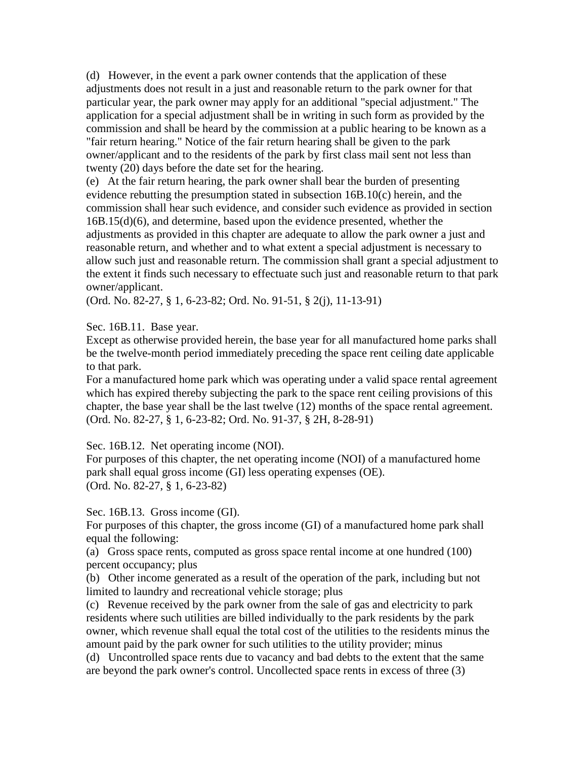(d) However, in the event a park owner contends that the application of these adjustments does not result in a just and reasonable return to the park owner for that particular year, the park owner may apply for an additional "special adjustment." The application for a special adjustment shall be in writing in such form as provided by the commission and shall be heard by the commission at a public hearing to be known as a "fair return hearing." Notice of the fair return hearing shall be given to the park owner/applicant and to the residents of the park by first class mail sent not less than twenty (20) days before the date set for the hearing.

(e) At the fair return hearing, the park owner shall bear the burden of presenting evidence rebutting the presumption stated in subsection 16B.10(c) herein, and the commission shall hear such evidence, and consider such evidence as provided in section 16B.15(d)(6), and determine, based upon the evidence presented, whether the adjustments as provided in this chapter are adequate to allow the park owner a just and reasonable return, and whether and to what extent a special adjustment is necessary to allow such just and reasonable return. The commission shall grant a special adjustment to the extent it finds such necessary to effectuate such just and reasonable return to that park owner/applicant.

(Ord. No. 82-27, § 1, 6-23-82; Ord. No. 91-51, § 2(j), 11-13-91)

Sec. 16B.11. Base year.

Except as otherwise provided herein, the base year for all manufactured home parks shall be the twelve-month period immediately preceding the space rent ceiling date applicable to that park.

For a manufactured home park which was operating under a valid space rental agreement which has expired thereby subjecting the park to the space rent ceiling provisions of this chapter, the base year shall be the last twelve (12) months of the space rental agreement.

(Ord. No. 82-27, § 1, 6-23-82; Ord. No. 91-37, § 2H, 8-28-91)

Sec. 16B.12. Net operating income (NOI).

For purposes of this chapter, the net operating income (NOI) of a manufactured home park shall equal gross income (GI) less operating expenses (OE).

(Ord. No. 82-27, § 1, 6-23-82)

Sec. 16B.13. Gross income (GI).

For purposes of this chapter, the gross income (GI) of a manufactured home park shall equal the following:

(a) Gross space rents, computed as gross space rental income at one hundred (100) percent occupancy; plus

(b) Other income generated as a result of the operation of the park, including but not limited to laundry and recreational vehicle storage; plus

(c) Revenue received by the park owner from the sale of gas and electricity to park residents where such utilities are billed individually to the park residents by the park owner, which revenue shall equal the total cost of the utilities to the residents minus the amount paid by the park owner for such utilities to the utility provider; minus

(d) Uncontrolled space rents due to vacancy and bad debts to the extent that the same are beyond the park owner's control. Uncollected space rents in excess of three (3)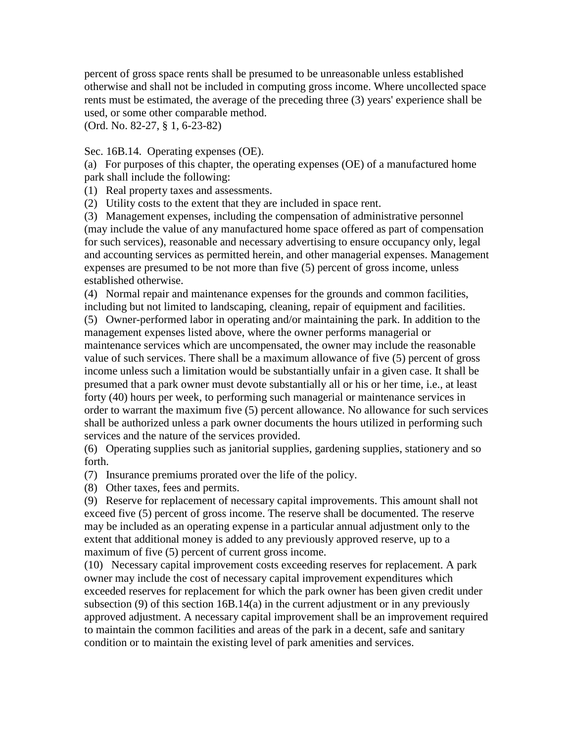percent of gross space rents shall be presumed to be unreasonable unless established otherwise and shall not be included in computing gross income. Where uncollected space rents must be estimated, the average of the preceding three (3) years' experience shall be used, or some other comparable method.
(Ord. No. 82-27, § 1, 6-23-82)

Sec. 16B.14. Operating expenses (OE).

(a) For purposes of this chapter, the operating expenses (OE) of a manufactured home park shall include the following:

(1) Real property taxes and assessments.

(2) Utility costs to the extent that they are included in space rent.

(3) Management expenses, including the compensation of administrative personnel (may include the value of any manufactured home space offered as part of compensation for such services), reasonable and necessary advertising to ensure occupancy only, legal and accounting services as permitted herein, and other managerial expenses. Management expenses are presumed to be not more than five (5) percent of gross income, unless established otherwise.

(4) Normal repair and maintenance expenses for the grounds and common facilities, including but not limited to landscaping, cleaning, repair of equipment and facilities.

(5) Owner-performed labor in operating and/or maintaining the park. In addition to the management expenses listed above, where the owner performs managerial or maintenance services which are uncompensated, the owner may include the reasonable value of such services. There shall be a maximum allowance of five (5) percent of gross income unless such a limitation would be substantially unfair in a given case. It shall be presumed that a park owner must devote substantially all or his or her time, i.e., at least forty (40) hours per week, to performing such managerial or maintenance services in order to warrant the maximum five (5) percent allowance. No allowance for such services shall be authorized unless a park owner documents the hours utilized in performing such services and the nature of the services provided.

(6) Operating supplies such as janitorial supplies, gardening supplies, stationery and so forth.

(7) Insurance premiums prorated over the life of the policy.

(8) Other taxes, fees and permits.

(9) Reserve for replacement of necessary capital improvements. This amount shall not exceed five (5) percent of gross income. The reserve shall be documented. The reserve may be included as an operating expense in a particular annual adjustment only to the extent that additional money is added to any previously approved reserve, up to a maximum of five (5) percent of current gross income.

(10) Necessary capital improvement costs exceeding reserves for replacement. A park owner may include the cost of necessary capital improvement expenditures which exceeded reserves for replacement for which the park owner has been given credit under subsection (9) of this section 16B.14(a) in the current adjustment or in any previously approved adjustment. A necessary capital improvement shall be an improvement required to maintain the common facilities and areas of the park in a decent, safe and sanitary condition or to maintain the existing level of park amenities and services.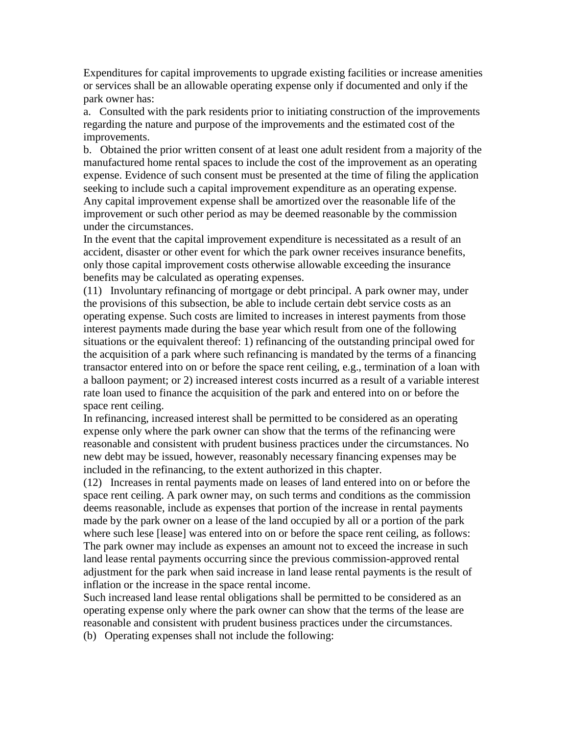Expenditures for capital improvements to upgrade existing facilities or increase amenities or services shall be an allowable operating expense only if documented and only if the park owner has:

a. Consulted with the park residents prior to initiating construction of the improvements regarding the nature and purpose of the improvements and the estimated cost of the improvements.

b. Obtained the prior written consent of at least one adult resident from a majority of the manufactured home rental spaces to include the cost of the improvement as an operating expense. Evidence of such consent must be presented at the time of filing the application seeking to include such a capital improvement expenditure as an operating expense.

Any capital improvement expense shall be amortized over the reasonable life of the improvement or such other period as may be deemed reasonable by the commission under the circumstances.

In the event that the capital improvement expenditure is necessitated as a result of an accident, disaster or other event for which the park owner receives insurance benefits, only those capital improvement costs otherwise allowable exceeding the insurance benefits may be calculated as operating expenses.

(11) Involuntary refinancing of mortgage or debt principal. A park owner may, under the provisions of this subsection, be able to include certain debt service costs as an operating expense. Such costs are limited to increases in interest payments from those interest payments made during the base year which result from one of the following situations or the equivalent thereof: 1) refinancing of the outstanding principal owed for the acquisition of a park where such refinancing is mandated by the terms of a financing transactor entered into on or before the space rent ceiling, e.g., termination of a loan with a balloon payment; or 2) increased interest costs incurred as a result of a variable interest rate loan used to finance the acquisition of the park and entered into on or before the space rent ceiling.

In refinancing, increased interest shall be permitted to be considered as an operating expense only where the park owner can show that the terms of the refinancing were reasonable and consistent with prudent business practices under the circumstances. No new debt may be issued, however, reasonably necessary financing expenses may be included in the refinancing, to the extent authorized in this chapter.

(12) Increases in rental payments made on leases of land entered into on or before the space rent ceiling. A park owner may, on such terms and conditions as the commission deems reasonable, include as expenses that portion of the increase in rental payments made by the park owner on a lease of the land occupied by all or a portion of the park where such lese [lease] was entered into on or before the space rent ceiling, as follows: The park owner may include as expenses an amount not to exceed the increase in such land lease rental payments occurring since the previous commission-approved rental adjustment for the park when said increase in land lease rental payments is the result of inflation or the increase in the space rental income.

Such increased land lease rental obligations shall be permitted to be considered as an operating expense only where the park owner can show that the terms of the lease are reasonable and consistent with prudent business practices under the circumstances.

(b) Operating expenses shall not include the following: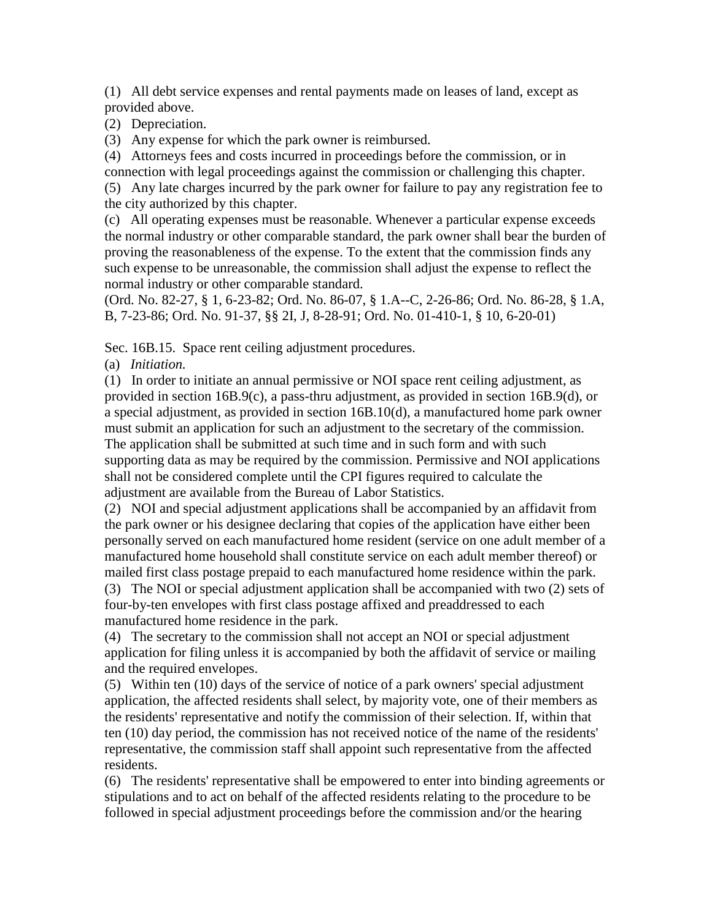(1) All debt service expenses and rental payments made on leases of land, except as provided above.

(2) Depreciation.

(3) Any expense for which the park owner is reimbursed.

(4) Attorneys fees and costs incurred in proceedings before the commission, or in connection with legal proceedings against the commission or challenging this chapter.

(5) Any late charges incurred by the park owner for failure to pay any registration fee to the city authorized by this chapter.

(c) All operating expenses must be reasonable. Whenever a particular expense exceeds the normal industry or other comparable standard, the park owner shall bear the burden of proving the reasonableness of the expense. To the extent that the commission finds any such expense to be unreasonable, the commission shall adjust the expense to reflect the normal industry or other comparable standard.

(Ord. No. 82-27, § 1, 6-23-82; Ord. No. 86-07, § 1.A--C, 2-26-86; Ord. No. 86-28, § 1.A, B, 7-23-86; Ord. No. 91-37, §§ 2I, J, 8-28-91; Ord. No. 01-410-1, § 10, 6-20-01)

Sec. 16B.15. Space rent ceiling adjustment procedures.

(a) *Initiation.*

(1) In order to initiate an annual permissive or NOI space rent ceiling adjustment, as provided in section 16B.9(c), a pass-thru adjustment, as provided in section 16B.9(d), or a special adjustment, as provided in section 16B.10(d), a manufactured home park owner must submit an application for such an adjustment to the secretary of the commission. The application shall be submitted at such time and in such form and with such supporting data as may be required by the commission. Permissive and NOI applications shall not be considered complete until the CPI figures required to calculate the adjustment are available from the Bureau of Labor Statistics.

(2) NOI and special adjustment applications shall be accompanied by an affidavit from the park owner or his designee declaring that copies of the application have either been personally served on each manufactured home resident (service on one adult member of a manufactured home household shall constitute service on each adult member thereof) or mailed first class postage prepaid to each manufactured home residence within the park.

(3) The NOI or special adjustment application shall be accompanied with two (2) sets of four-by-ten envelopes with first class postage affixed and preaddressed to each manufactured home residence in the park.

(4) The secretary to the commission shall not accept an NOI or special adjustment application for filing unless it is accompanied by both the affidavit of service or mailing and the required envelopes.

(5) Within ten (10) days of the service of notice of a park owners' special adjustment application, the affected residents shall select, by majority vote, one of their members as the residents' representative and notify the commission of their selection. If, within that ten (10) day period, the commission has not received notice of the name of the residents' representative, the commission staff shall appoint such representative from the affected residents.

(6) The residents' representative shall be empowered to enter into binding agreements or stipulations and to act on behalf of the affected residents relating to the procedure to be followed in special adjustment proceedings before the commission and/or the hearing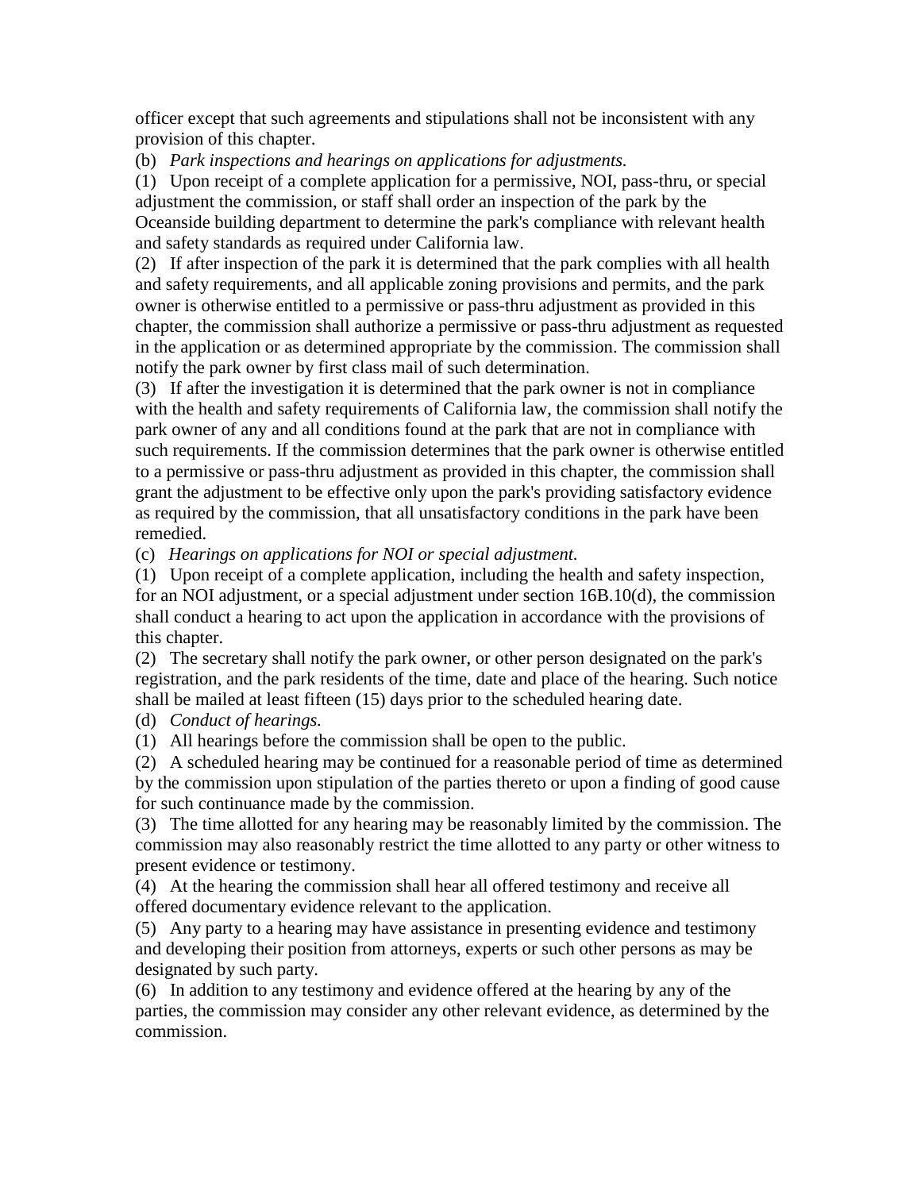officer except that such agreements and stipulations shall not be inconsistent with any provision of this chapter.

(b) *Park inspections and hearings on applications for adjustments.*

(1) Upon receipt of a complete application for a permissive, NOI, pass-thru, or special adjustment the commission, or staff shall order an inspection of the park by the Oceanside building department to determine the park's compliance with relevant health and safety standards as required under California law.

(2) If after inspection of the park it is determined that the park complies with all health and safety requirements, and all applicable zoning provisions and permits, and the park owner is otherwise entitled to a permissive or pass-thru adjustment as provided in this chapter, the commission shall authorize a permissive or pass-thru adjustment as requested in the application or as determined appropriate by the commission. The commission shall notify the park owner by first class mail of such determination.

(3) If after the investigation it is determined that the park owner is not in compliance with the health and safety requirements of California law, the commission shall notify the park owner of any and all conditions found at the park that are not in compliance with such requirements. If the commission determines that the park owner is otherwise entitled to a permissive or pass-thru adjustment as provided in this chapter, the commission shall grant the adjustment to be effective only upon the park's providing satisfactory evidence as required by the commission, that all unsatisfactory conditions in the park have been remedied.

(c) *Hearings on applications for NOI or special adjustment.*

(1) Upon receipt of a complete application, including the health and safety inspection, for an NOI adjustment, or a special adjustment under section 16B.10(d), the commission shall conduct a hearing to act upon the application in accordance with the provisions of this chapter.

(2) The secretary shall notify the park owner, or other person designated on the park's registration, and the park residents of the time, date and place of the hearing. Such notice shall be mailed at least fifteen (15) days prior to the scheduled hearing date.

(d) *Conduct of hearings.*

(1) All hearings before the commission shall be open to the public.

(2) A scheduled hearing may be continued for a reasonable period of time as determined by the commission upon stipulation of the parties thereto or upon a finding of good cause for such continuance made by the commission.

(3) The time allotted for any hearing may be reasonably limited by the commission. The commission may also reasonably restrict the time allotted to any party or other witness to present evidence or testimony.

(4) At the hearing the commission shall hear all offered testimony and receive all offered documentary evidence relevant to the application.

(5) Any party to a hearing may have assistance in presenting evidence and testimony and developing their position from attorneys, experts or such other persons as may be designated by such party.

(6) In addition to any testimony and evidence offered at the hearing by any of the parties, the commission may consider any other relevant evidence, as determined by the commission.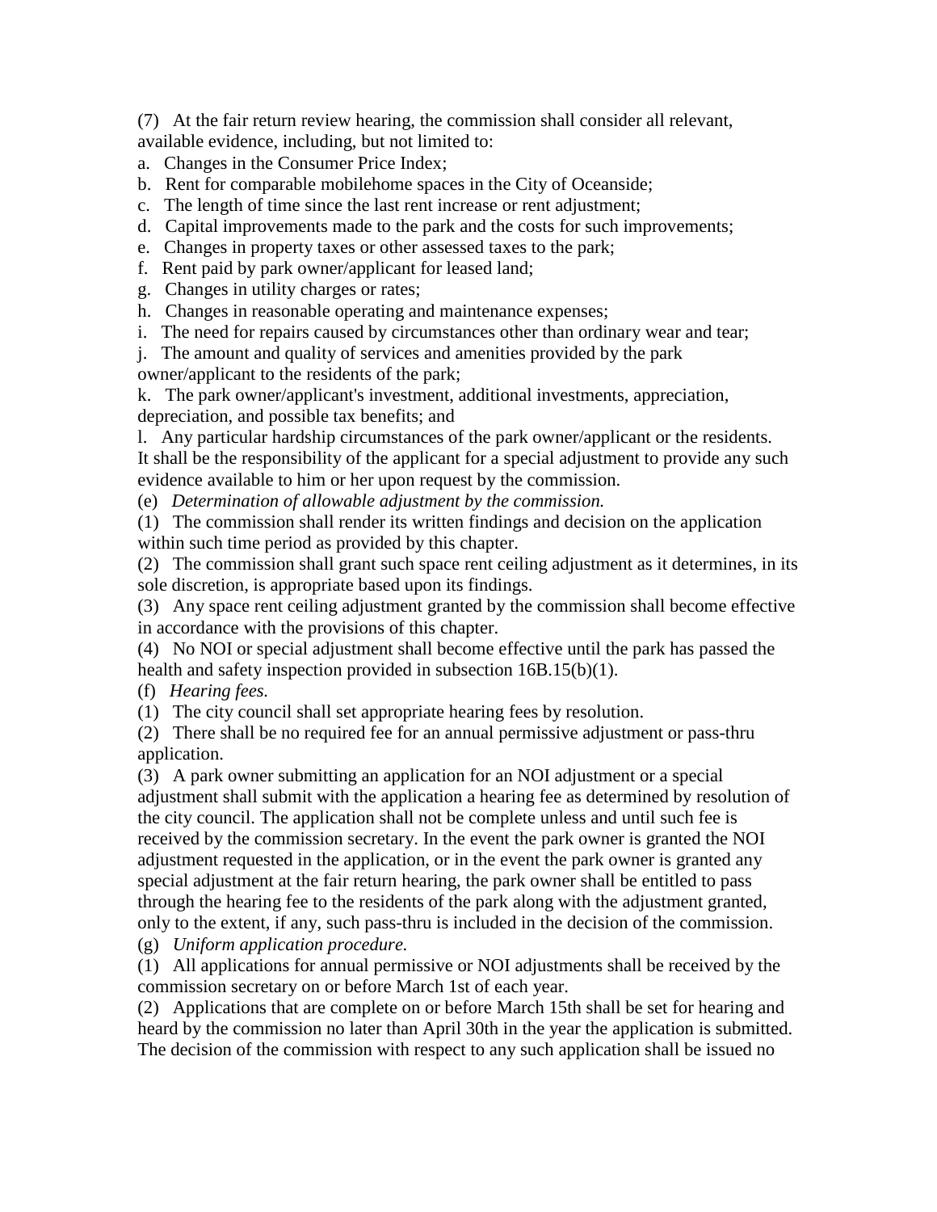(7) At the fair return review hearing, the commission shall consider all relevant, available evidence, including, but not limited to:

a. Changes in the Consumer Price Index;

b. Rent for comparable mobilehome spaces in the City of Oceanside;

c. The length of time since the last rent increase or rent adjustment;

d. Capital improvements made to the park and the costs for such improvements;

e. Changes in property taxes or other assessed taxes to the park;

f. Rent paid by park owner/applicant for leased land;

g. Changes in utility charges or rates;

h. Changes in reasonable operating and maintenance expenses;

i. The need for repairs caused by circumstances other than ordinary wear and tear;

j. The amount and quality of services and amenities provided by the park owner/applicant to the residents of the park;

k. The park owner/applicant's investment, additional investments, appreciation, depreciation, and possible tax benefits; and

l. Any particular hardship circumstances of the park owner/applicant or the residents.

It shall be the responsibility of the applicant for a special adjustment to provide any such evidence available to him or her upon request by the commission.

(e) *Determination of allowable adjustment by the commission.*

(1) The commission shall render its written findings and decision on the application within such time period as provided by this chapter.

(2) The commission shall grant such space rent ceiling adjustment as it determines, in its sole discretion, is appropriate based upon its findings.

(3) Any space rent ceiling adjustment granted by the commission shall become effective in accordance with the provisions of this chapter.

(4) No NOI or special adjustment shall become effective until the park has passed the health and safety inspection provided in subsection 16B.15(b)(1).

(f) *Hearing fees.*

(1) The city council shall set appropriate hearing fees by resolution.

(2) There shall be no required fee for an annual permissive adjustment or pass-thru application.

(3) A park owner submitting an application for an NOI adjustment or a special adjustment shall submit with the application a hearing fee as determined by resolution of the city council. The application shall not be complete unless and until such fee is received by the commission secretary. In the event the park owner is granted the NOI adjustment requested in the application, or in the event the park owner is granted any special adjustment at the fair return hearing, the park owner shall be entitled to pass through the hearing fee to the residents of the park along with the adjustment granted, only to the extent, if any, such pass-thru is included in the decision of the commission.

(g) *Uniform application procedure.*

(1) All applications for annual permissive or NOI adjustments shall be received by the commission secretary on or before March 1st of each year.

(2) Applications that are complete on or before March 15th shall be set for hearing and heard by the commission no later than April 30th in the year the application is submitted. The decision of the commission with respect to any such application shall be issued no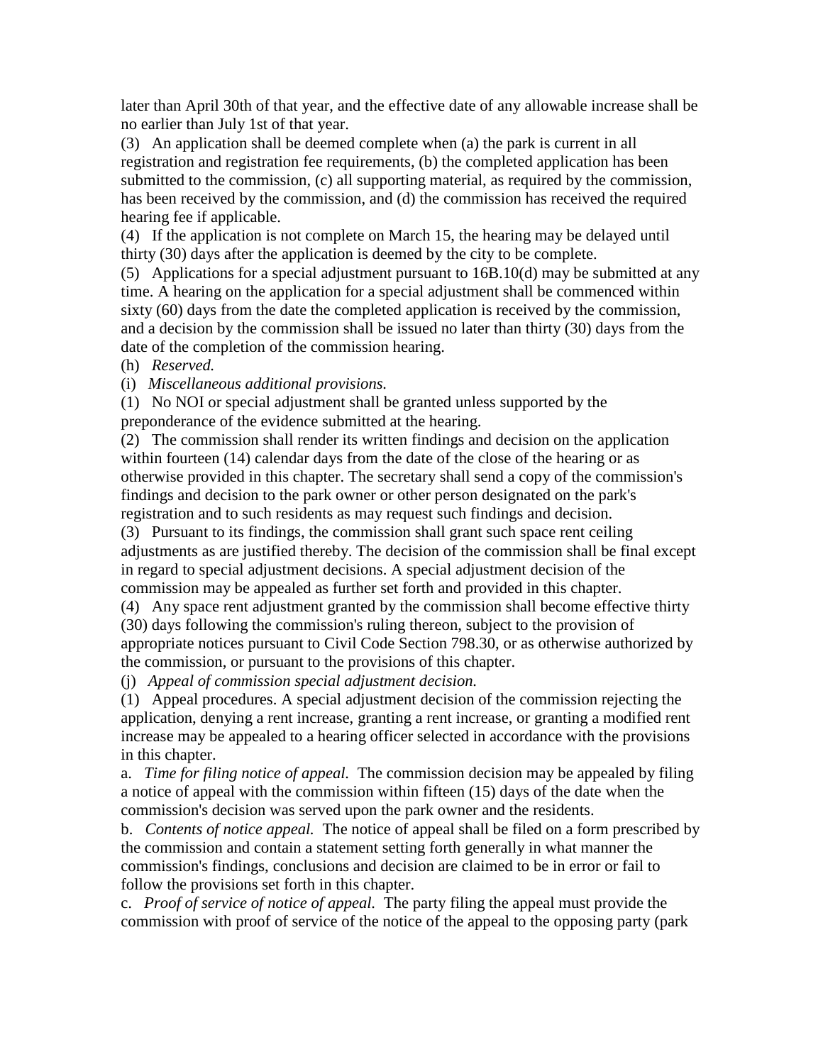later than April 30th of that year, and the effective date of any allowable increase shall be no earlier than July 1st of that year.

(3) An application shall be deemed complete when (a) the park is current in all registration and registration fee requirements, (b) the completed application has been submitted to the commission, (c) all supporting material, as required by the commission, has been received by the commission, and (d) the commission has received the required hearing fee if applicable.

(4) If the application is not complete on March 15, the hearing may be delayed until thirty (30) days after the application is deemed by the city to be complete.

(5) Applications for a special adjustment pursuant to 16B.10(d) may be submitted at any time. A hearing on the application for a special adjustment shall be commenced within sixty (60) days from the date the completed application is received by the commission, and a decision by the commission shall be issued no later than thirty (30) days from the date of the completion of the commission hearing.

(h) *Reserved.*

(i) *Miscellaneous additional provisions.*

(1) No NOI or special adjustment shall be granted unless supported by the preponderance of the evidence submitted at the hearing.

(2) The commission shall render its written findings and decision on the application within fourteen (14) calendar days from the date of the close of the hearing or as otherwise provided in this chapter. The secretary shall send a copy of the commission's findings and decision to the park owner or other person designated on the park's registration and to such residents as may request such findings and decision.

(3) Pursuant to its findings, the commission shall grant such space rent ceiling adjustments as are justified thereby. The decision of the commission shall be final except in regard to special adjustment decisions. A special adjustment decision of the commission may be appealed as further set forth and provided in this chapter.

(4) Any space rent adjustment granted by the commission shall become effective thirty (30) days following the commission's ruling thereon, subject to the provision of appropriate notices pursuant to Civil Code Section 798.30, or as otherwise authorized by the commission, or pursuant to the provisions of this chapter.

(j) *Appeal of commission special adjustment decision.*

(1) Appeal procedures. A special adjustment decision of the commission rejecting the application, denying a rent increase, granting a rent increase, or granting a modified rent increase may be appealed to a hearing officer selected in accordance with the provisions in this chapter.

a. *Time for filing notice of appeal.* The commission decision may be appealed by filing a notice of appeal with the commission within fifteen (15) days of the date when the commission's decision was served upon the park owner and the residents.

b. *Contents of notice appeal.* The notice of appeal shall be filed on a form prescribed by the commission and contain a statement setting forth generally in what manner the commission's findings, conclusions and decision are claimed to be in error or fail to follow the provisions set forth in this chapter.

c. *Proof of service of notice of appeal.* The party filing the appeal must provide the commission with proof of service of the notice of the appeal to the opposing party (park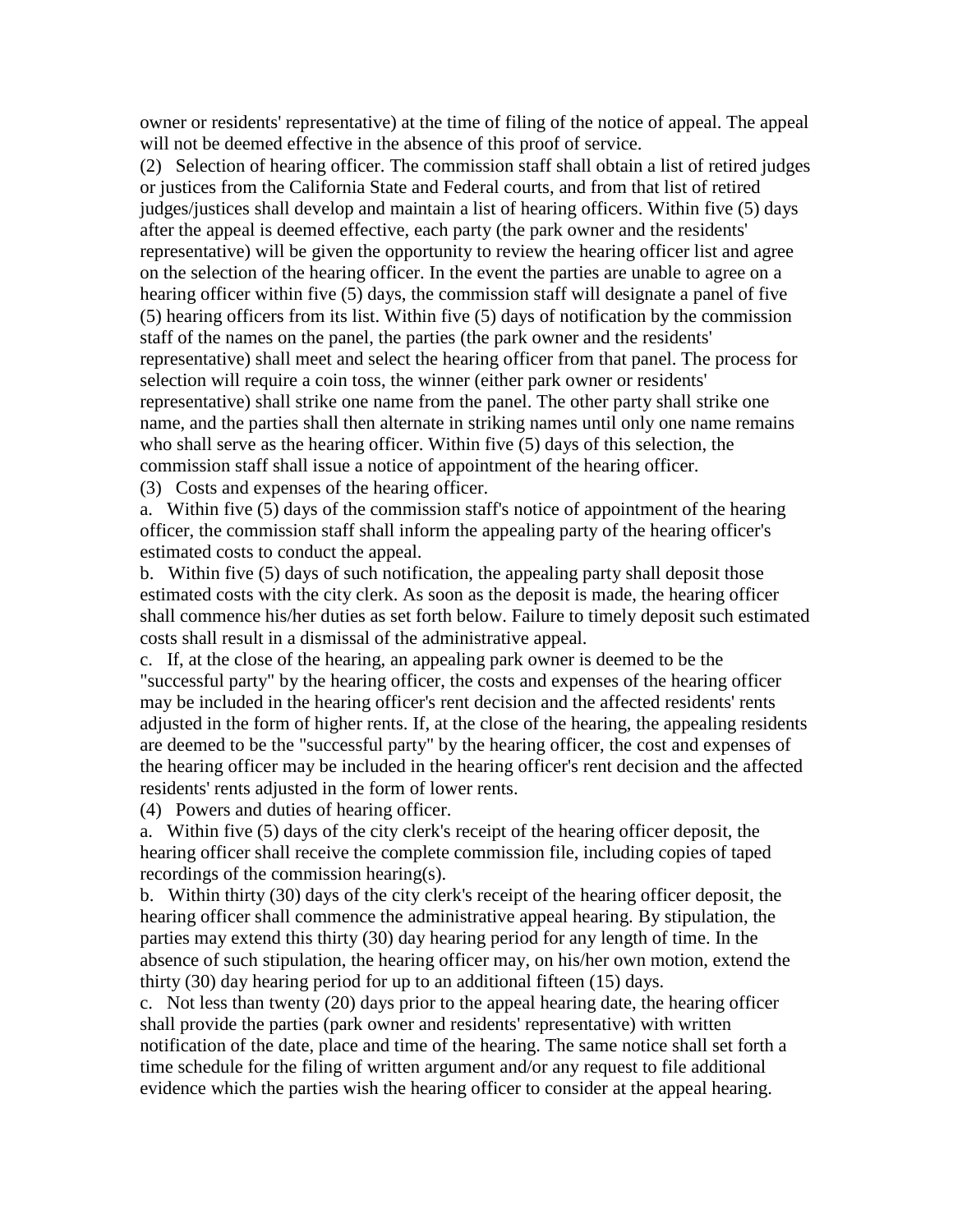owner or residents' representative) at the time of filing of the notice of appeal. The appeal will not be deemed effective in the absence of this proof of service.

(2) Selection of hearing officer. The commission staff shall obtain a list of retired judges or justices from the California State and Federal courts, and from that list of retired judges/justices shall develop and maintain a list of hearing officers. Within five (5) days after the appeal is deemed effective, each party (the park owner and the residents' representative) will be given the opportunity to review the hearing officer list and agree on the selection of the hearing officer. In the event the parties are unable to agree on a hearing officer within five (5) days, the commission staff will designate a panel of five (5) hearing officers from its list. Within five (5) days of notification by the commission staff of the names on the panel, the parties (the park owner and the residents' representative) shall meet and select the hearing officer from that panel. The process for selection will require a coin toss, the winner (either park owner or residents' representative) shall strike one name from the panel. The other party shall strike one name, and the parties shall then alternate in striking names until only one name remains who shall serve as the hearing officer. Within five (5) days of this selection, the commission staff shall issue a notice of appointment of the hearing officer.

(3) Costs and expenses of the hearing officer.

a. Within five (5) days of the commission staff's notice of appointment of the hearing officer, the commission staff shall inform the appealing party of the hearing officer's estimated costs to conduct the appeal.

b. Within five (5) days of such notification, the appealing party shall deposit those estimated costs with the city clerk. As soon as the deposit is made, the hearing officer shall commence his/her duties as set forth below. Failure to timely deposit such estimated costs shall result in a dismissal of the administrative appeal.

c. If, at the close of the hearing, an appealing park owner is deemed to be the "successful party" by the hearing officer, the costs and expenses of the hearing officer may be included in the hearing officer's rent decision and the affected residents' rents adjusted in the form of higher rents. If, at the close of the hearing, the appealing residents are deemed to be the "successful party" by the hearing officer, the cost and expenses of the hearing officer may be included in the hearing officer's rent decision and the affected residents' rents adjusted in the form of lower rents.

(4) Powers and duties of hearing officer.

a. Within five (5) days of the city clerk's receipt of the hearing officer deposit, the hearing officer shall receive the complete commission file, including copies of taped recordings of the commission hearing(s).

b. Within thirty (30) days of the city clerk's receipt of the hearing officer deposit, the hearing officer shall commence the administrative appeal hearing. By stipulation, the parties may extend this thirty (30) day hearing period for any length of time. In the absence of such stipulation, the hearing officer may, on his/her own motion, extend the thirty (30) day hearing period for up to an additional fifteen (15) days.

c. Not less than twenty (20) days prior to the appeal hearing date, the hearing officer shall provide the parties (park owner and residents' representative) with written notification of the date, place and time of the hearing. The same notice shall set forth a time schedule for the filing of written argument and/or any request to file additional evidence which the parties wish the hearing officer to consider at the appeal hearing.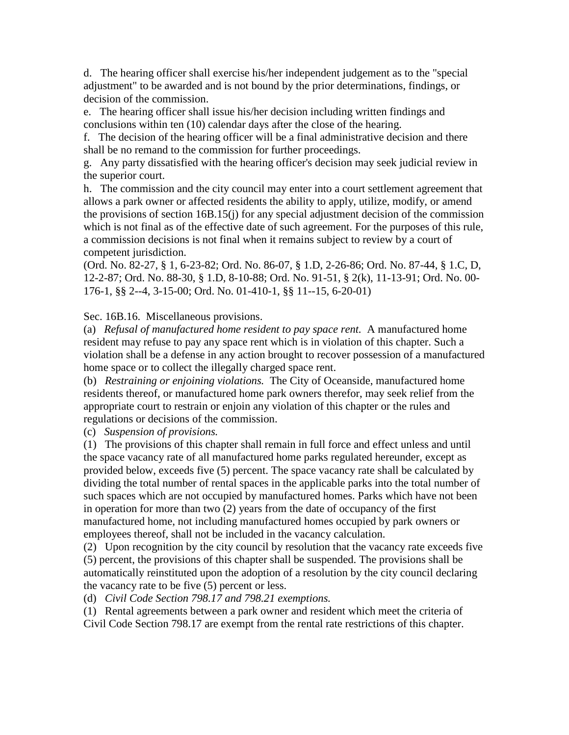d. The hearing officer shall exercise his/her independent judgement as to the "special adjustment" to be awarded and is not bound by the prior determinations, findings, or decision of the commission.

e. The hearing officer shall issue his/her decision including written findings and conclusions within ten (10) calendar days after the close of the hearing.

f. The decision of the hearing officer will be a final administrative decision and there shall be no remand to the commission for further proceedings.

g. Any party dissatisfied with the hearing officer's decision may seek judicial review in the superior court.

h. The commission and the city council may enter into a court settlement agreement that allows a park owner or affected residents the ability to apply, utilize, modify, or amend the provisions of section 16B.15(j) for any special adjustment decision of the commission which is not final as of the effective date of such agreement. For the purposes of this rule, a commission decisions is not final when it remains subject to review by a court of competent jurisdiction.

(Ord. No. 82-27, § 1, 6-23-82; Ord. No. 86-07, § 1.D, 2-26-86; Ord. No. 87-44, § 1.C, D, 12-2-87; Ord. No. 88-30, § 1.D, 8-10-88; Ord. No. 91-51, § 2(k), 11-13-91; Ord. No. 00-176-1, §§ 2--4, 3-15-00; Ord. No. 01-410-1, §§ 11--15, 6-20-01)

Sec. 16B.16. Miscellaneous provisions.

(a) *Refusal of manufactured home resident to pay space rent.* A manufactured home resident may refuse to pay any space rent which is in violation of this chapter. Such a violation shall be a defense in any action brought to recover possession of a manufactured home space or to collect the illegally charged space rent.

(b) *Restraining or enjoining violations.* The City of Oceanside, manufactured home residents thereof, or manufactured home park owners therefor, may seek relief from the appropriate court to restrain or enjoin any violation of this chapter or the rules and regulations or decisions of the commission.

(c) *Suspension of provisions.*

(1) The provisions of this chapter shall remain in full force and effect unless and until the space vacancy rate of all manufactured home parks regulated hereunder, except as provided below, exceeds five (5) percent. The space vacancy rate shall be calculated by dividing the total number of rental spaces in the applicable parks into the total number of such spaces which are not occupied by manufactured homes. Parks which have not been in operation for more than two (2) years from the date of occupancy of the first manufactured home, not including manufactured homes occupied by park owners or employees thereof, shall not be included in the vacancy calculation.

(2) Upon recognition by the city council by resolution that the vacancy rate exceeds five (5) percent, the provisions of this chapter shall be suspended. The provisions shall be automatically reinstituted upon the adoption of a resolution by the city council declaring the vacancy rate to be five (5) percent or less.

(d) *Civil Code Section 798.17 and 798.21 exemptions.*

(1) Rental agreements between a park owner and resident which meet the criteria of Civil Code Section 798.17 are exempt from the rental rate restrictions of this chapter.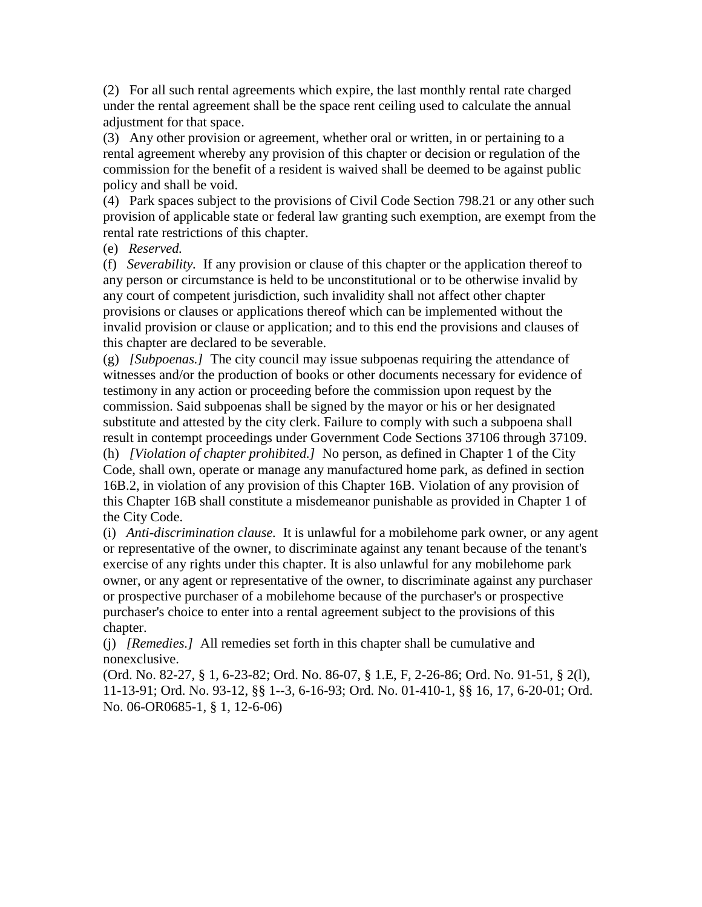(2) For all such rental agreements which expire, the last monthly rental rate charged under the rental agreement shall be the space rent ceiling used to calculate the annual adjustment for that space.

(3) Any other provision or agreement, whether oral or written, in or pertaining to a rental agreement whereby any provision of this chapter or decision or regulation of the commission for the benefit of a resident is waived shall be deemed to be against public policy and shall be void.

(4) Park spaces subject to the provisions of Civil Code Section 798.21 or any other such provision of applicable state or federal law granting such exemption, are exempt from the rental rate restrictions of this chapter.

(e) *Reserved.*

(f) *Severability.* If any provision or clause of this chapter or the application thereof to any person or circumstance is held to be unconstitutional or to be otherwise invalid by any court of competent jurisdiction, such invalidity shall not affect other chapter provisions or clauses or applications thereof which can be implemented without the invalid provision or clause or application; and to this end the provisions and clauses of this chapter are declared to be severable.

(g) *[Subpoenas.]* The city council may issue subpoenas requiring the attendance of witnesses and/or the production of books or other documents necessary for evidence of testimony in any action or proceeding before the commission upon request by the commission. Said subpoenas shall be signed by the mayor or his or her designated substitute and attested by the city clerk. Failure to comply with such a subpoena shall result in contempt proceedings under Government Code Sections 37106 through 37109.

(h) *[Violation of chapter prohibited.]* No person, as defined in Chapter 1 of the City Code, shall own, operate or manage any manufactured home park, as defined in section 16B.2, in violation of any provision of this Chapter 16B. Violation of any provision of this Chapter 16B shall constitute a misdemeanor punishable as provided in Chapter 1 of the City Code.

(i) *Anti-discrimination clause.* It is unlawful for a mobilehome park owner, or any agent or representative of the owner, to discriminate against any tenant because of the tenant's exercise of any rights under this chapter. It is also unlawful for any mobilehome park owner, or any agent or representative of the owner, to discriminate against any purchaser or prospective purchaser of a mobilehome because of the purchaser's or prospective purchaser's choice to enter into a rental agreement subject to the provisions of this chapter.

(j) *[Remedies.]* All remedies set forth in this chapter shall be cumulative and nonexclusive.

(Ord. No. 82-27, § 1, 6-23-82; Ord. No. 86-07, § 1.E, F, 2-26-86; Ord. No. 91-51, § 2(l), 11-13-91; Ord. No. 93-12, §§ 1--3, 6-16-93; Ord. No. 01-410-1, §§ 16, 17, 6-20-01; Ord. No. 06-OR0685-1, § 1, 12-6-06)